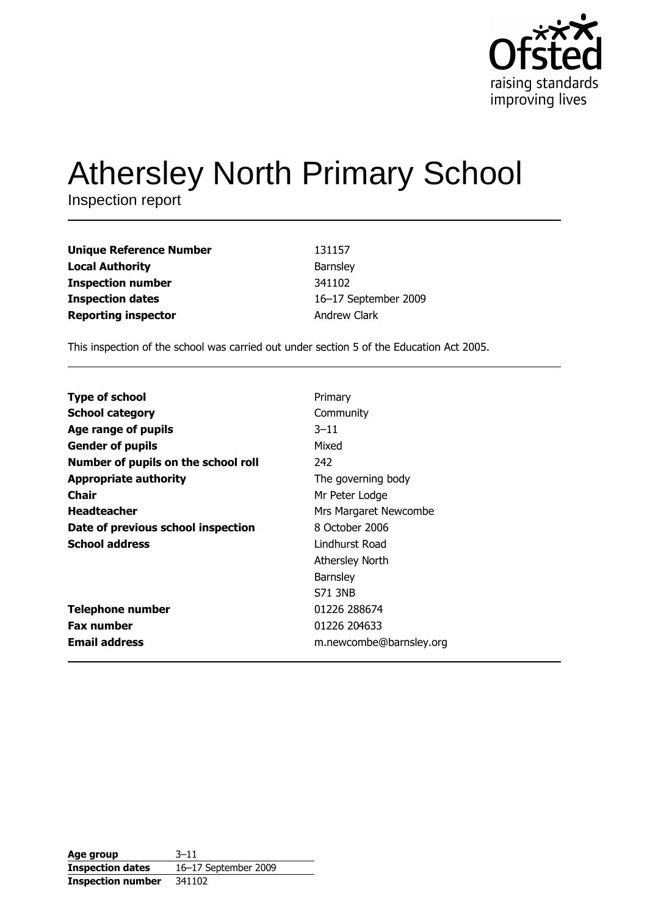Ofsted
raising standards
improving lives

# Athersley North Primary School

Inspection report

| | |
|---|---|
| **Unique Reference Number** | 131157 |
| **Local Authority** | Barnsley |
| **Inspection number** | 341102 |
| **Inspection dates** | 16–17 September 2009 |
| **Reporting inspector** | Andrew Clark |

This inspection of the school was carried out under section 5 of the Education Act 2005.

| | |
|---|---|
| **Type of school** | Primary |
| **School category** | Community |
| **Age range of pupils** | 3–11 |
| **Gender of pupils** | Mixed |
| **Number of pupils on the school roll** | 242 |
| **Appropriate authority** | The governing body |
| **Chair** | Mr Peter Lodge |
| **Headteacher** | Mrs Margaret Newcombe |
| **Date of previous school inspection** | 8 October 2006 |
| **School address** | Lindhurst Road<br>Athersley North<br>Barnsley<br>S71 3NB |
| **Telephone number** | 01226 288674 |
| **Fax number** | 01226 204633 |
| **Email address** | m.newcombe@barnsley.org |

| | |
|---|---|
| **Age group** | 3–11 |
| **Inspection dates** | 16–17 September 2009 |
| **Inspection number** | 341102 |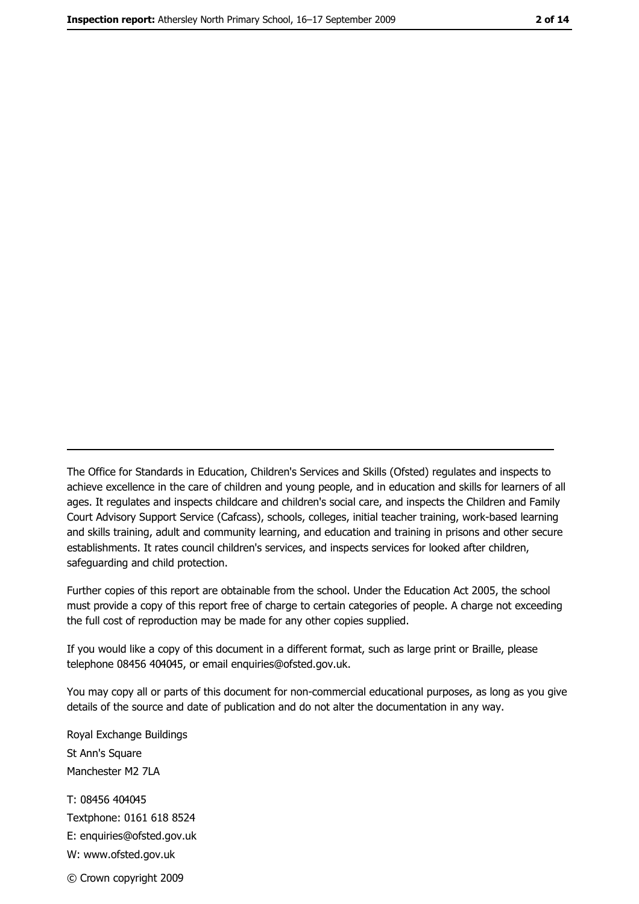The Office for Standards in Education, Children's Services and Skills (Ofsted) regulates and inspects to achieve excellence in the care of children and young people, and in education and skills for learners of all ages. It regulates and inspects childcare and children's social care, and inspects the Children and Family Court Advisory Support Service (Cafcass), schools, colleges, initial teacher training, work-based learning and skills training, adult and community learning, and education and training in prisons and other secure establishments. It rates council children's services, and inspects services for looked after children, safeguarding and child protection.

Further copies of this report are obtainable from the school. Under the Education Act 2005, the school must provide a copy of this report free of charge to certain categories of people. A charge not exceeding the full cost of reproduction may be made for any other copies supplied.

If you would like a copy of this document in a different format, such as large print or Braille, please telephone 08456 404045, or email enquiries@ofsted.gov.uk.

You may copy all or parts of this document for non-commercial educational purposes, as long as you give details of the source and date of publication and do not alter the documentation in any way.

Royal Exchange Buildings
St Ann's Square
Manchester M2 7LA

T: 08456 404045
Textphone: 0161 618 8524
E: enquiries@ofsted.gov.uk
W: www.ofsted.gov.uk

© Crown copyright 2009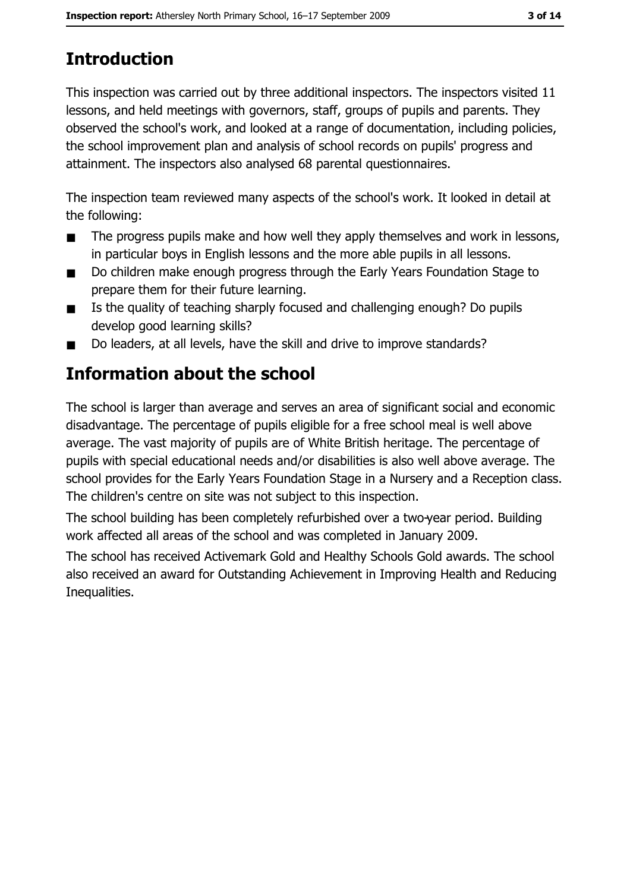# Introduction

This inspection was carried out by three additional inspectors. The inspectors visited 11 lessons, and held meetings with governors, staff, groups of pupils and parents. They observed the school's work, and looked at a range of documentation, including policies, the school improvement plan and analysis of school records on pupils' progress and attainment. The inspectors also analysed 68 parental questionnaires.

The inspection team reviewed many aspects of the school's work. It looked in detail at the following:

- The progress pupils make and how well they apply themselves and work in lessons, in particular boys in English lessons and the more able pupils in all lessons.
- Do children make enough progress through the Early Years Foundation Stage to prepare them for their future learning.
- Is the quality of teaching sharply focused and challenging enough? Do pupils develop good learning skills?
- Do leaders, at all levels, have the skill and drive to improve standards?

# Information about the school

The school is larger than average and serves an area of significant social and economic disadvantage. The percentage of pupils eligible for a free school meal is well above average. The vast majority of pupils are of White British heritage. The percentage of pupils with special educational needs and/or disabilities is also well above average. The school provides for the Early Years Foundation Stage in a Nursery and a Reception class. The children's centre on site was not subject to this inspection.

The school building has been completely refurbished over a two-year period. Building work affected all areas of the school and was completed in January 2009.

The school has received Activemark Gold and Healthy Schools Gold awards. The school also received an award for Outstanding Achievement in Improving Health and Reducing Inequalities.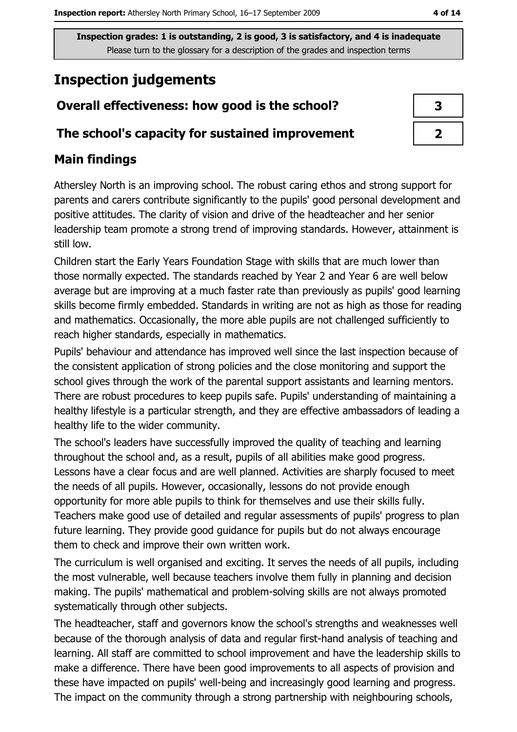Inspection grades: 1 is outstanding, 2 is good, 3 is satisfactory, and 4 is inadequate
Please turn to the glossary for a description of the grades and inspection terms

# Inspection judgements

| | |
|---|---|
| **Overall effectiveness: how good is the school?** | **3** |
| **The school's capacity for sustained improvement** | **2** |

## Main findings

Athersley North is an improving school. The robust caring ethos and strong support for parents and carers contribute significantly to the pupils' good personal development and positive attitudes. The clarity of vision and drive of the headteacher and her senior leadership team promote a strong trend of improving standards. However, attainment is still low.

Children start the Early Years Foundation Stage with skills that are much lower than those normally expected. The standards reached by Year 2 and Year 6 are well below average but are improving at a much faster rate than previously as pupils' good learning skills become firmly embedded. Standards in writing are not as high as those for reading and mathematics. Occasionally, the more able pupils are not challenged sufficiently to reach higher standards, especially in mathematics.

Pupils' behaviour and attendance has improved well since the last inspection because of the consistent application of strong policies and the close monitoring and support the school gives through the work of the parental support assistants and learning mentors. There are robust procedures to keep pupils safe. Pupils' understanding of maintaining a healthy lifestyle is a particular strength, and they are effective ambassadors of leading a healthy life to the wider community.

The school's leaders have successfully improved the quality of teaching and learning throughout the school and, as a result, pupils of all abilities make good progress. Lessons have a clear focus and are well planned. Activities are sharply focused to meet the needs of all pupils. However, occasionally, lessons do not provide enough opportunity for more able pupils to think for themselves and use their skills fully. Teachers make good use of detailed and regular assessments of pupils' progress to plan future learning. They provide good guidance for pupils but do not always encourage them to check and improve their own written work.

The curriculum is well organised and exciting. It serves the needs of all pupils, including the most vulnerable, well because teachers involve them fully in planning and decision making. The pupils' mathematical and problem-solving skills are not always promoted systematically through other subjects.

The headteacher, staff and governors know the school's strengths and weaknesses well because of the thorough analysis of data and regular first-hand analysis of teaching and learning. All staff are committed to school improvement and have the leadership skills to make a difference. There have been good improvements to all aspects of provision and these have impacted on pupils' well-being and increasingly good learning and progress. The impact on the community through a strong partnership with neighbouring schools,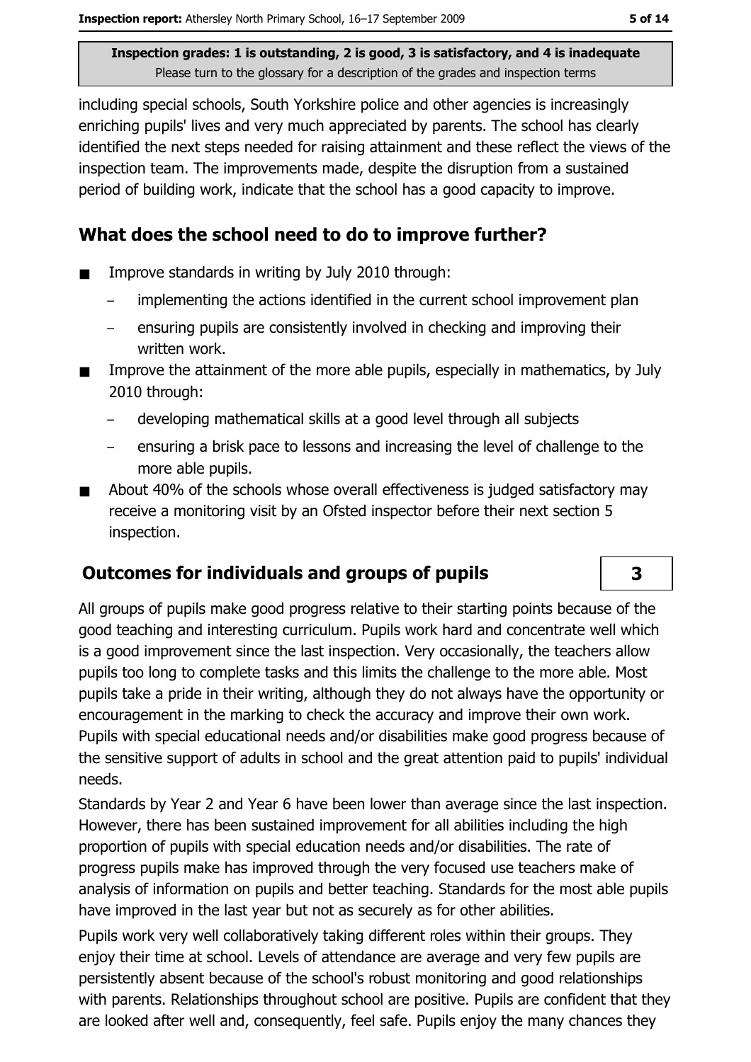including special schools, South Yorkshire police and other agencies is increasingly enriching pupils' lives and very much appreciated by parents. The school has clearly identified the next steps needed for raising attainment and these reflect the views of the inspection team. The improvements made, despite the disruption from a sustained period of building work, indicate that the school has a good capacity to improve.

## What does the school need to do to improve further?

- Improve standards in writing by July 2010 through:
  - implementing the actions identified in the current school improvement plan
  - ensuring pupils are consistently involved in checking and improving their written work.
- Improve the attainment of the more able pupils, especially in mathematics, by July 2010 through:
  - developing mathematical skills at a good level through all subjects
  - ensuring a brisk pace to lessons and increasing the level of challenge to the more able pupils.
- About 40% of the schools whose overall effectiveness is judged satisfactory may receive a monitoring visit by an Ofsted inspector before their next section 5 inspection.

## Outcomes for individuals and groups of pupils — 3

All groups of pupils make good progress relative to their starting points because of the good teaching and interesting curriculum. Pupils work hard and concentrate well which is a good improvement since the last inspection. Very occasionally, the teachers allow pupils too long to complete tasks and this limits the challenge to the more able. Most pupils take a pride in their writing, although they do not always have the opportunity or encouragement in the marking to check the accuracy and improve their own work. Pupils with special educational needs and/or disabilities make good progress because of the sensitive support of adults in school and the great attention paid to pupils' individual needs.

Standards by Year 2 and Year 6 have been lower than average since the last inspection. However, there has been sustained improvement for all abilities including the high proportion of pupils with special education needs and/or disabilities. The rate of progress pupils make has improved through the very focused use teachers make of analysis of information on pupils and better teaching. Standards for the most able pupils have improved in the last year but not as securely as for other abilities.

Pupils work very well collaboratively taking different roles within their groups. They enjoy their time at school. Levels of attendance are average and very few pupils are persistently absent because of the school's robust monitoring and good relationships with parents. Relationships throughout school are positive. Pupils are confident that they are looked after well and, consequently, feel safe. Pupils enjoy the many chances they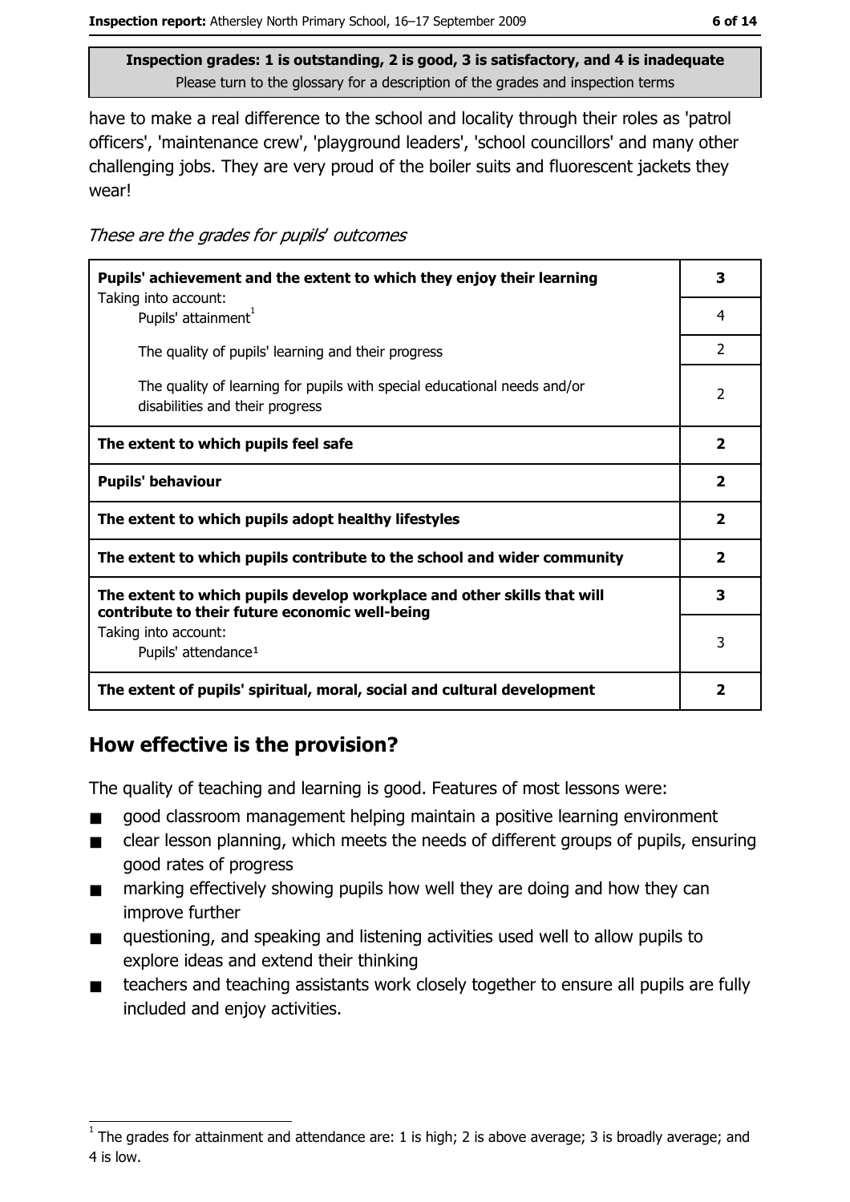Inspection grades: 1 is outstanding, 2 is good, 3 is satisfactory, and 4 is inadequate
Please turn to the glossary for a description of the grades and inspection terms

have to make a real difference to the school and locality through their roles as 'patrol officers', 'maintenance crew', 'playground leaders', 'school councillors' and many other challenging jobs. They are very proud of the boiler suits and fluorescent jackets they wear!

*These are the grades for pupils' outcomes*

| | |
|---|---|
| **Pupils' achievement and the extent to which they enjoy their learning** | **3** |
| Taking into account: Pupils' attainment[1] | 4 |
| The quality of pupils' learning and their progress | 2 |
| The quality of learning for pupils with special educational needs and/or disabilities and their progress | 2 |
| **The extent to which pupils feel safe** | **2** |
| **Pupils' behaviour** | **2** |
| **The extent to which pupils adopt healthy lifestyles** | **2** |
| **The extent to which pupils contribute to the school and wider community** | **2** |
| **The extent to which pupils develop workplace and other skills that will contribute to their future economic well-being** | **3** |
| Taking into account: Pupils' attendance[1] | 3 |
| **The extent of pupils' spiritual, moral, social and cultural development** | **2** |

## How effective is the provision?

The quality of teaching and learning is good. Features of most lessons were:

- good classroom management helping maintain a positive learning environment
- clear lesson planning, which meets the needs of different groups of pupils, ensuring good rates of progress
- marking effectively showing pupils how well they are doing and how they can improve further
- questioning, and speaking and listening activities used well to allow pupils to explore ideas and extend their thinking
- teachers and teaching assistants work closely together to ensure all pupils are fully included and enjoy activities.

[1] The grades for attainment and attendance are: 1 is high; 2 is above average; 3 is broadly average; and 4 is low.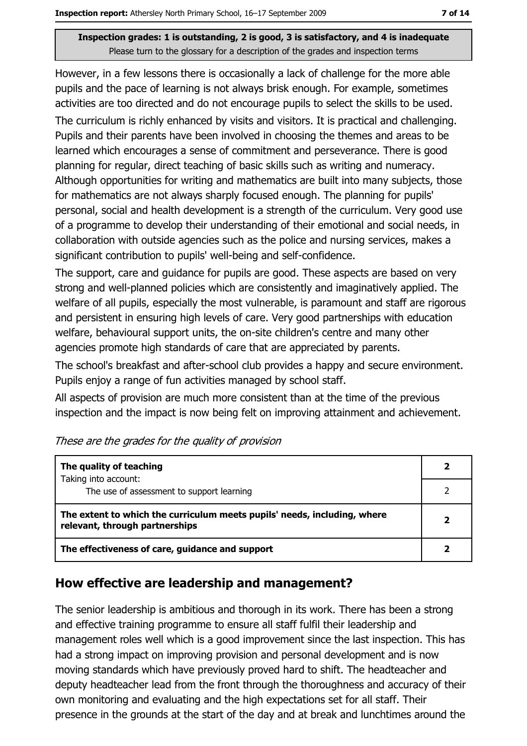**Inspection grades: 1 is outstanding, 2 is good, 3 is satisfactory, and 4 is inadequate**
Please turn to the glossary for a description of the grades and inspection terms

However, in a few lessons there is occasionally a lack of challenge for the more able pupils and the pace of learning is not always brisk enough. For example, sometimes activities are too directed and do not encourage pupils to select the skills to be used.

The curriculum is richly enhanced by visits and visitors. It is practical and challenging. Pupils and their parents have been involved in choosing the themes and areas to be learned which encourages a sense of commitment and perseverance. There is good planning for regular, direct teaching of basic skills such as writing and numeracy. Although opportunities for writing and mathematics are built into many subjects, those for mathematics are not always sharply focused enough. The planning for pupils' personal, social and health development is a strength of the curriculum. Very good use of a programme to develop their understanding of their emotional and social needs, in collaboration with outside agencies such as the police and nursing services, makes a significant contribution to pupils' well-being and self-confidence.

The support, care and guidance for pupils are good. These aspects are based on very strong and well-planned policies which are consistently and imaginatively applied. The welfare of all pupils, especially the most vulnerable, is paramount and staff are rigorous and persistent in ensuring high levels of care. Very good partnerships with education welfare, behavioural support units, the on-site children's centre and many other agencies promote high standards of care that are appreciated by parents.

The school's breakfast and after-school club provides a happy and secure environment. Pupils enjoy a range of fun activities managed by school staff.

All aspects of provision are much more consistent than at the time of the previous inspection and the impact is now being felt on improving attainment and achievement.

*These are the grades for the quality of provision*

| | |
|---|---|
| **The quality of teaching**<br>Taking into account: | **2** |
| The use of assessment to support learning | 2 |
| **The extent to which the curriculum meets pupils' needs, including, where relevant, through partnerships** | **2** |
| **The effectiveness of care, guidance and support** | **2** |

## How effective are leadership and management?

The senior leadership is ambitious and thorough in its work. There has been a strong and effective training programme to ensure all staff fulfil their leadership and management roles well which is a good improvement since the last inspection. This has had a strong impact on improving provision and personal development and is now moving standards which have previously proved hard to shift. The headteacher and deputy headteacher lead from the front through the thoroughness and accuracy of their own monitoring and evaluating and the high expectations set for all staff. Their presence in the grounds at the start of the day and at break and lunchtimes around the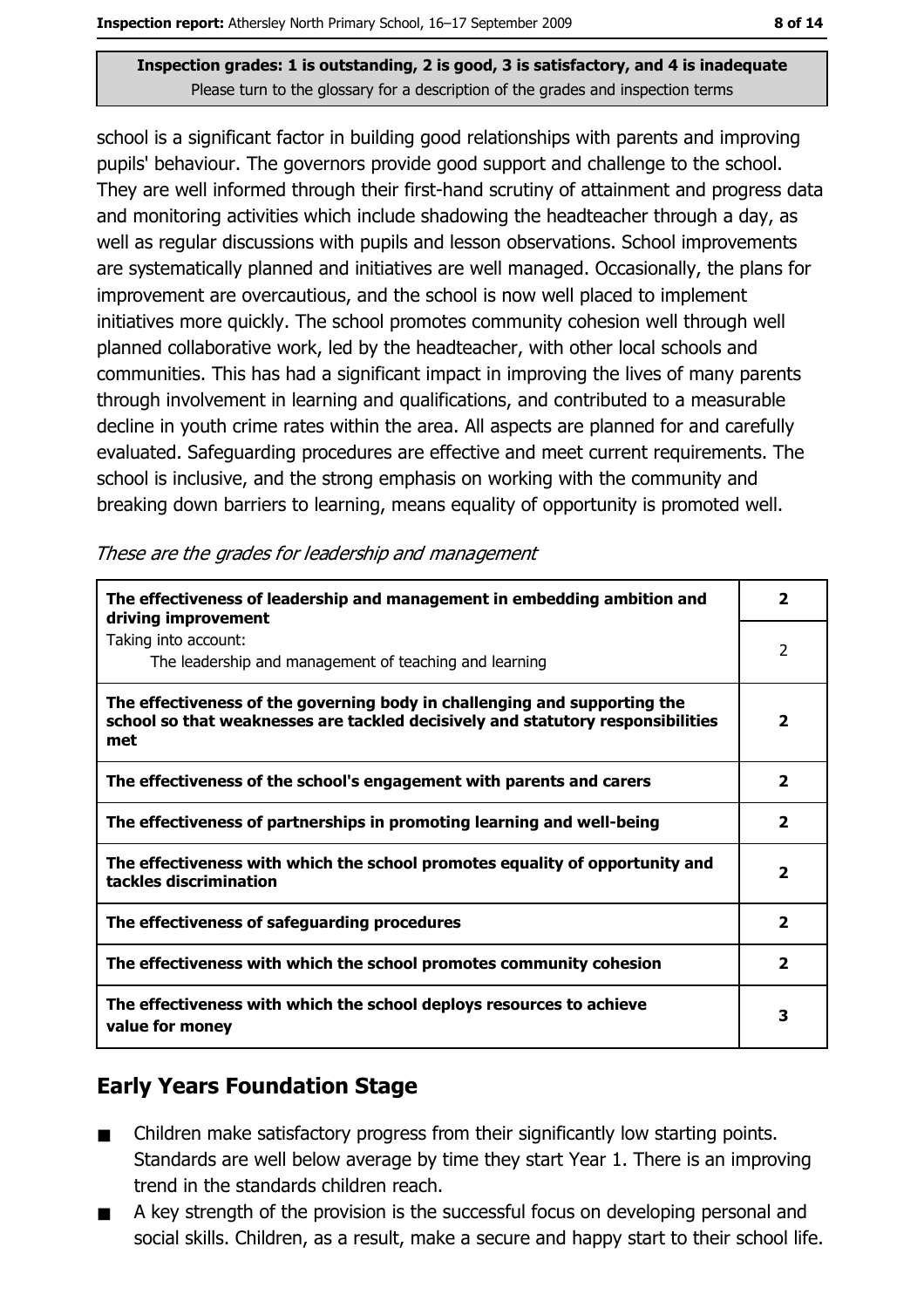Inspection grades: 1 is outstanding, 2 is good, 3 is satisfactory, and 4 is inadequate
Please turn to the glossary for a description of the grades and inspection terms

school is a significant factor in building good relationships with parents and improving pupils' behaviour. The governors provide good support and challenge to the school. They are well informed through their first-hand scrutiny of attainment and progress data and monitoring activities which include shadowing the headteacher through a day, as well as regular discussions with pupils and lesson observations. School improvements are systematically planned and initiatives are well managed. Occasionally, the plans for improvement are overcautious, and the school is now well placed to implement initiatives more quickly. The school promotes community cohesion well through well planned collaborative work, led by the headteacher, with other local schools and communities. This has had a significant impact in improving the lives of many parents through involvement in learning and qualifications, and contributed to a measurable decline in youth crime rates within the area. All aspects are planned for and carefully evaluated. Safeguarding procedures are effective and meet current requirements. The school is inclusive, and the strong emphasis on working with the community and breaking down barriers to learning, means equality of opportunity is promoted well.

*These are the grades for leadership and management*

| | |
|---|---|
| **The effectiveness of leadership and management in embedding ambition and driving improvement** | **2** |
| Taking into account: The leadership and management of teaching and learning | 2 |
| **The effectiveness of the governing body in challenging and supporting the school so that weaknesses are tackled decisively and statutory responsibilities met** | **2** |
| **The effectiveness of the school's engagement with parents and carers** | **2** |
| **The effectiveness of partnerships in promoting learning and well-being** | **2** |
| **The effectiveness with which the school promotes equality of opportunity and tackles discrimination** | **2** |
| **The effectiveness of safeguarding procedures** | **2** |
| **The effectiveness with which the school promotes community cohesion** | **2** |
| **The effectiveness with which the school deploys resources to achieve value for money** | **3** |

## Early Years Foundation Stage

- Children make satisfactory progress from their significantly low starting points. Standards are well below average by time they start Year 1. There is an improving trend in the standards children reach.
- A key strength of the provision is the successful focus on developing personal and social skills. Children, as a result, make a secure and happy start to their school life.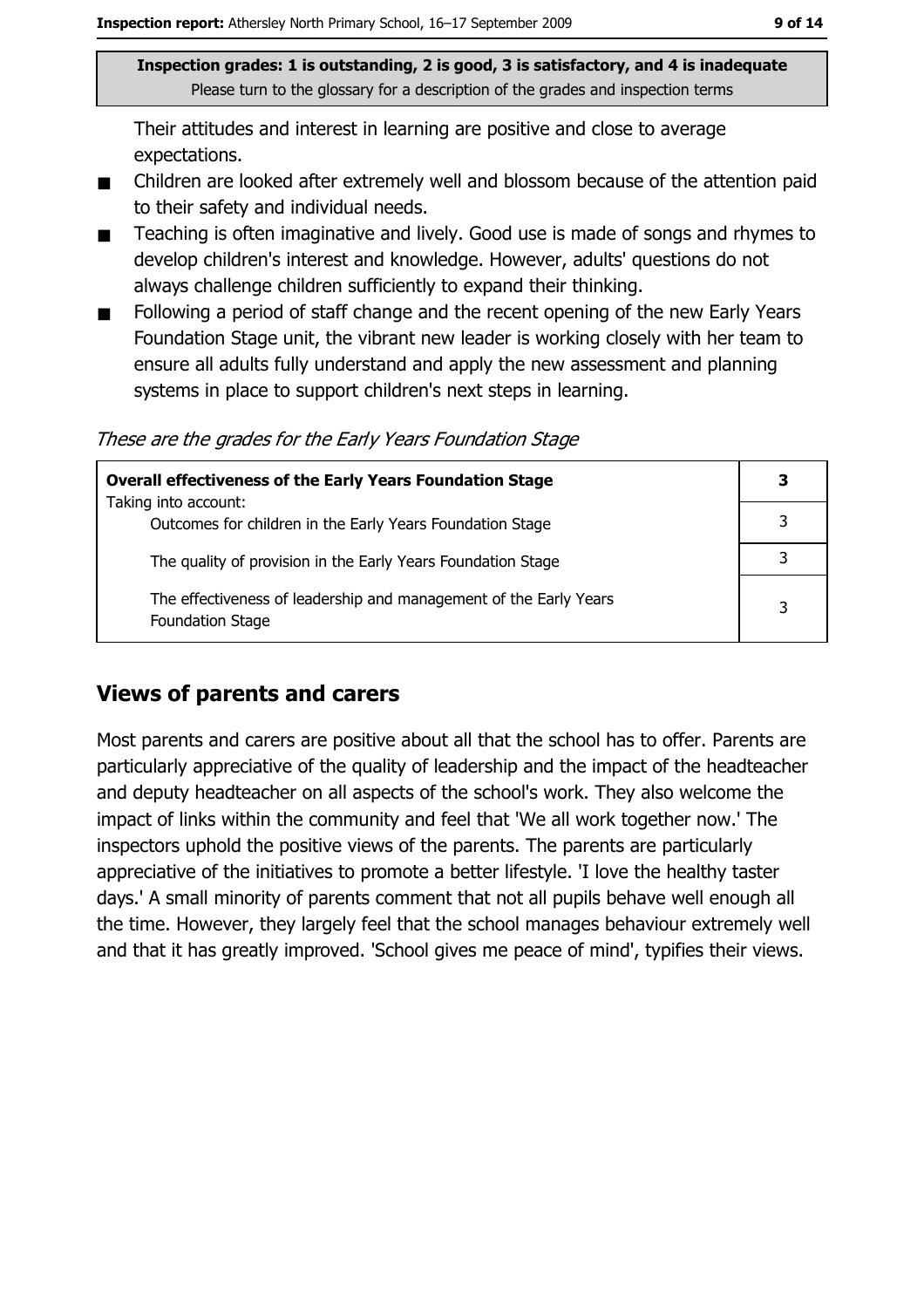Their attitudes and interest in learning are positive and close to average expectations.

- Children are looked after extremely well and blossom because of the attention paid to their safety and individual needs.
- Teaching is often imaginative and lively. Good use is made of songs and rhymes to develop children's interest and knowledge. However, adults' questions do not always challenge children sufficiently to expand their thinking.
- Following a period of staff change and the recent opening of the new Early Years Foundation Stage unit, the vibrant new leader is working closely with her team to ensure all adults fully understand and apply the new assessment and planning systems in place to support children's next steps in learning.

*These are the grades for the Early Years Foundation Stage*

| **Overall effectiveness of the Early Years Foundation Stage** Taking into account: | **3** |
|---|---|
| Outcomes for children in the Early Years Foundation Stage | 3 |
| The quality of provision in the Early Years Foundation Stage | 3 |
| The effectiveness of leadership and management of the Early Years Foundation Stage | 3 |

## Views of parents and carers

Most parents and carers are positive about all that the school has to offer. Parents are particularly appreciative of the quality of leadership and the impact of the headteacher and deputy headteacher on all aspects of the school's work. They also welcome the impact of links within the community and feel that 'We all work together now.' The inspectors uphold the positive views of the parents. The parents are particularly appreciative of the initiatives to promote a better lifestyle. 'I love the healthy taster days.' A small minority of parents comment that not all pupils behave well enough all the time. However, they largely feel that the school manages behaviour extremely well and that it has greatly improved. 'School gives me peace of mind', typifies their views.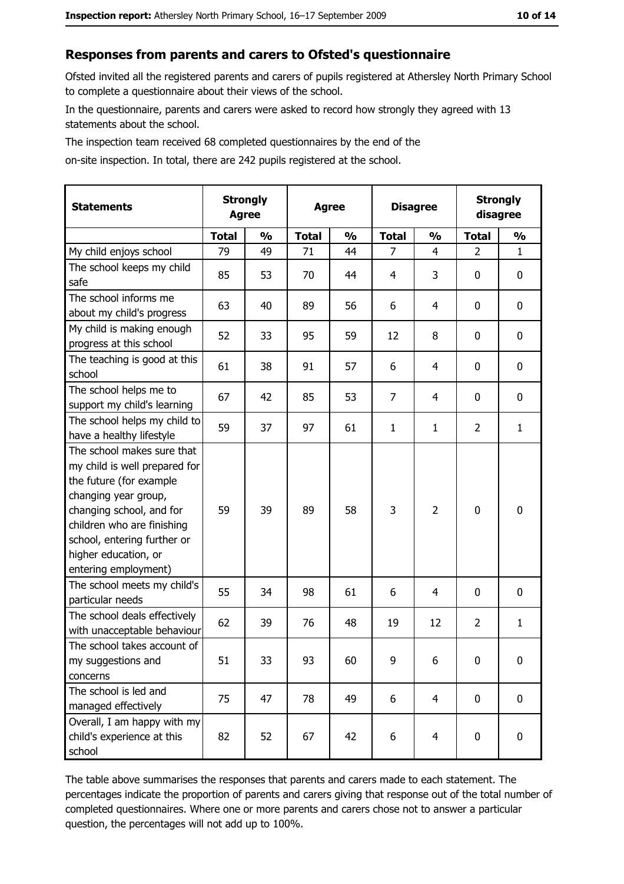## Responses from parents and carers to Ofsted's questionnaire

Ofsted invited all the registered parents and carers of pupils registered at Athersley North Primary School to complete a questionnaire about their views of the school.

In the questionnaire, parents and carers were asked to record how strongly they agreed with 13 statements about the school.

The inspection team received 68 completed questionnaires by the end of the on-site inspection. In total, there are 242 pupils registered at the school.

| Statements | Strongly Agree | | Agree | | Disagree | | Strongly disagree | |
|---|---|---|---|---|---|---|---|---|
| | Total | % | Total | % | Total | % | Total | % |
| My child enjoys school | 79 | 49 | 71 | 44 | 7 | 4 | 2 | 1 |
| The school keeps my child safe | 85 | 53 | 70 | 44 | 4 | 3 | 0 | 0 |
| The school informs me about my child's progress | 63 | 40 | 89 | 56 | 6 | 4 | 0 | 0 |
| My child is making enough progress at this school | 52 | 33 | 95 | 59 | 12 | 8 | 0 | 0 |
| The teaching is good at this school | 61 | 38 | 91 | 57 | 6 | 4 | 0 | 0 |
| The school helps me to support my child's learning | 67 | 42 | 85 | 53 | 7 | 4 | 0 | 0 |
| The school helps my child to have a healthy lifestyle | 59 | 37 | 97 | 61 | 1 | 1 | 2 | 1 |
| The school makes sure that my child is well prepared for the future (for example changing year group, changing school, and for children who are finishing school, entering further or higher education, or entering employment) | 59 | 39 | 89 | 58 | 3 | 2 | 0 | 0 |
| The school meets my child's particular needs | 55 | 34 | 98 | 61 | 6 | 4 | 0 | 0 |
| The school deals effectively with unacceptable behaviour | 62 | 39 | 76 | 48 | 19 | 12 | 2 | 1 |
| The school takes account of my suggestions and concerns | 51 | 33 | 93 | 60 | 9 | 6 | 0 | 0 |
| The school is led and managed effectively | 75 | 47 | 78 | 49 | 6 | 4 | 0 | 0 |
| Overall, I am happy with my child's experience at this school | 82 | 52 | 67 | 42 | 6 | 4 | 0 | 0 |

The table above summarises the responses that parents and carers made to each statement. The percentages indicate the proportion of parents and carers giving that response out of the total number of completed questionnaires. Where one or more parents and carers chose not to answer a particular question, the percentages will not add up to 100%.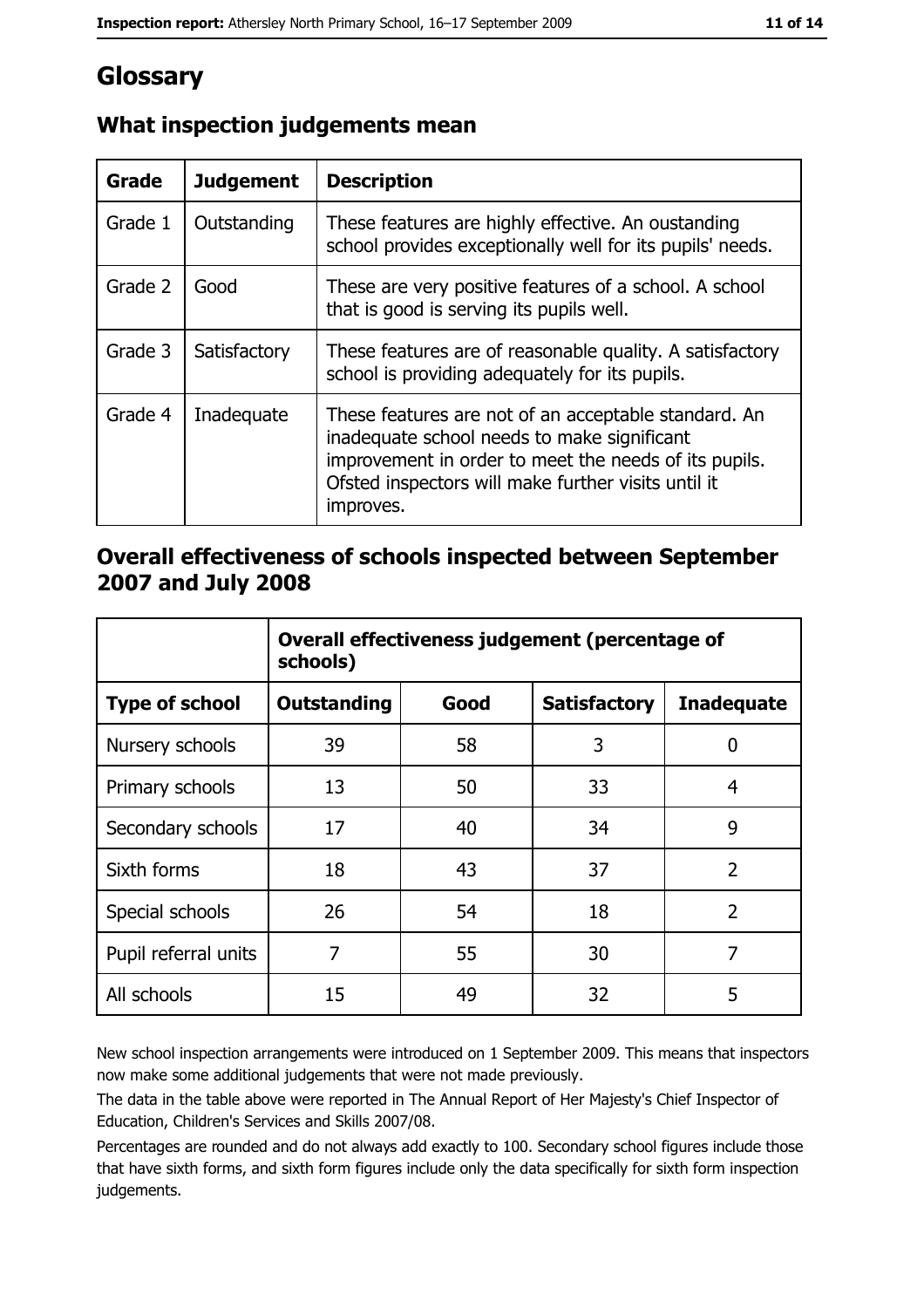# Glossary

## What inspection judgements mean

| Grade | Judgement | Description |
| --- | --- | --- |
| Grade 1 | Outstanding | These features are highly effective. An oustanding school provides exceptionally well for its pupils' needs. |
| Grade 2 | Good | These are very positive features of a school. A school that is good is serving its pupils well. |
| Grade 3 | Satisfactory | These features are of reasonable quality. A satisfactory school is providing adequately for its pupils. |
| Grade 4 | Inadequate | These features are not of an acceptable standard. An inadequate school needs to make significant improvement in order to meet the needs of its pupils. Ofsted inspectors will make further visits until it improves. |

## Overall effectiveness of schools inspected between September 2007 and July 2008

| | Overall effectiveness judgement (percentage of schools) | | | |
| --- | --- | --- | --- | --- |
| **Type of school** | **Outstanding** | **Good** | **Satisfactory** | **Inadequate** |
| Nursery schools | 39 | 58 | 3 | 0 |
| Primary schools | 13 | 50 | 33 | 4 |
| Secondary schools | 17 | 40 | 34 | 9 |
| Sixth forms | 18 | 43 | 37 | 2 |
| Special schools | 26 | 54 | 18 | 2 |
| Pupil referral units | 7 | 55 | 30 | 7 |
| All schools | 15 | 49 | 32 | 5 |

New school inspection arrangements were introduced on 1 September 2009. This means that inspectors now make some additional judgements that were not made previously.

The data in the table above were reported in The Annual Report of Her Majesty's Chief Inspector of Education, Children's Services and Skills 2007/08.

Percentages are rounded and do not always add exactly to 100. Secondary school figures include those that have sixth forms, and sixth form figures include only the data specifically for sixth form inspection judgements.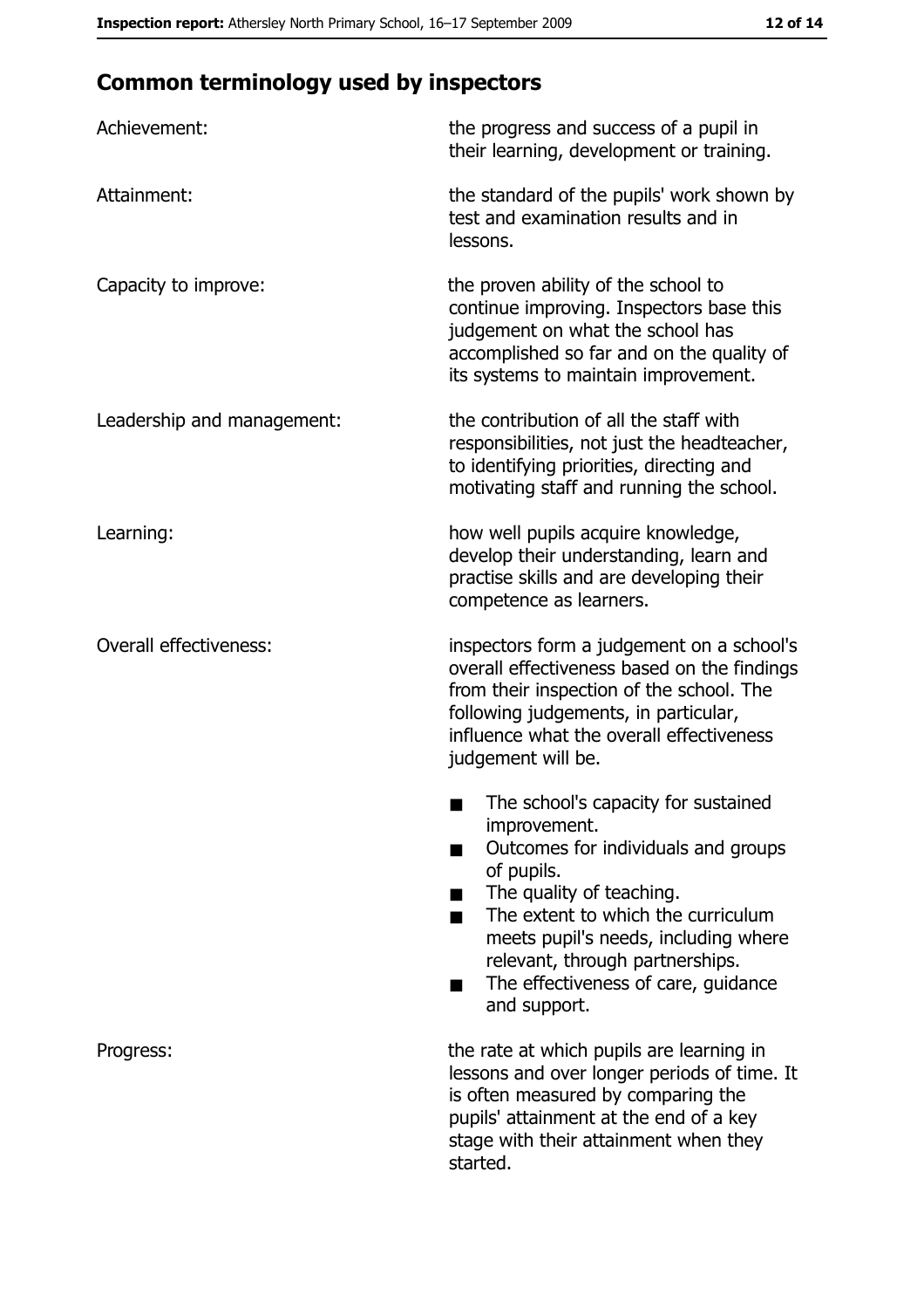## Common terminology used by inspectors

| | |
|---|---|
| Achievement: | the progress and success of a pupil in their learning, development or training. |
| Attainment: | the standard of the pupils' work shown by test and examination results and in lessons. |
| Capacity to improve: | the proven ability of the school to continue improving. Inspectors base this judgement on what the school has accomplished so far and on the quality of its systems to maintain improvement. |
| Leadership and management: | the contribution of all the staff with responsibilities, not just the headteacher, to identifying priorities, directing and motivating staff and running the school. |
| Learning: | how well pupils acquire knowledge, develop their understanding, learn and practise skills and are developing their competence as learners. |
| Overall effectiveness: | inspectors form a judgement on a school's overall effectiveness based on the findings from their inspection of the school. The following judgements, in particular, influence what the overall effectiveness judgement will be.<br>■ The school's capacity for sustained improvement.<br>■ Outcomes for individuals and groups of pupils.<br>■ The quality of teaching.<br>■ The extent to which the curriculum meets pupil's needs, including where relevant, through partnerships.<br>■ The effectiveness of care, guidance and support. |
| Progress: | the rate at which pupils are learning in lessons and over longer periods of time. It is often measured by comparing the pupils' attainment at the end of a key stage with their attainment when they started. |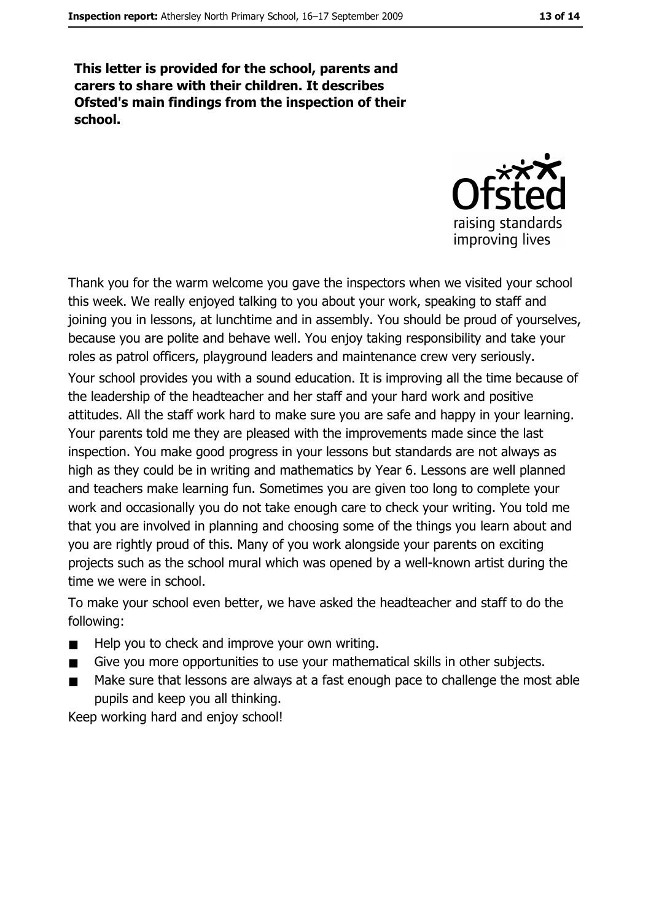**This letter is provided for the school, parents and carers to share with their children. It describes Ofsted's main findings from the inspection of their school.**

Thank you for the warm welcome you gave the inspectors when we visited your school this week. We really enjoyed talking to you about your work, speaking to staff and joining you in lessons, at lunchtime and in assembly. You should be proud of yourselves, because you are polite and behave well. You enjoy taking responsibility and take your roles as patrol officers, playground leaders and maintenance crew very seriously.

Your school provides you with a sound education. It is improving all the time because of the leadership of the headteacher and her staff and your hard work and positive attitudes. All the staff work hard to make sure you are safe and happy in your learning. Your parents told me they are pleased with the improvements made since the last inspection. You make good progress in your lessons but standards are not always as high as they could be in writing and mathematics by Year 6. Lessons are well planned and teachers make learning fun. Sometimes you are given too long to complete your work and occasionally you do not take enough care to check your writing. You told me that you are involved in planning and choosing some of the things you learn about and you are rightly proud of this. Many of you work alongside your parents on exciting projects such as the school mural which was opened by a well-known artist during the time we were in school.

To make your school even better, we have asked the headteacher and staff to do the following:

- Help you to check and improve your own writing.
- Give you more opportunities to use your mathematical skills in other subjects.
- Make sure that lessons are always at a fast enough pace to challenge the most able pupils and keep you all thinking.

Keep working hard and enjoy school!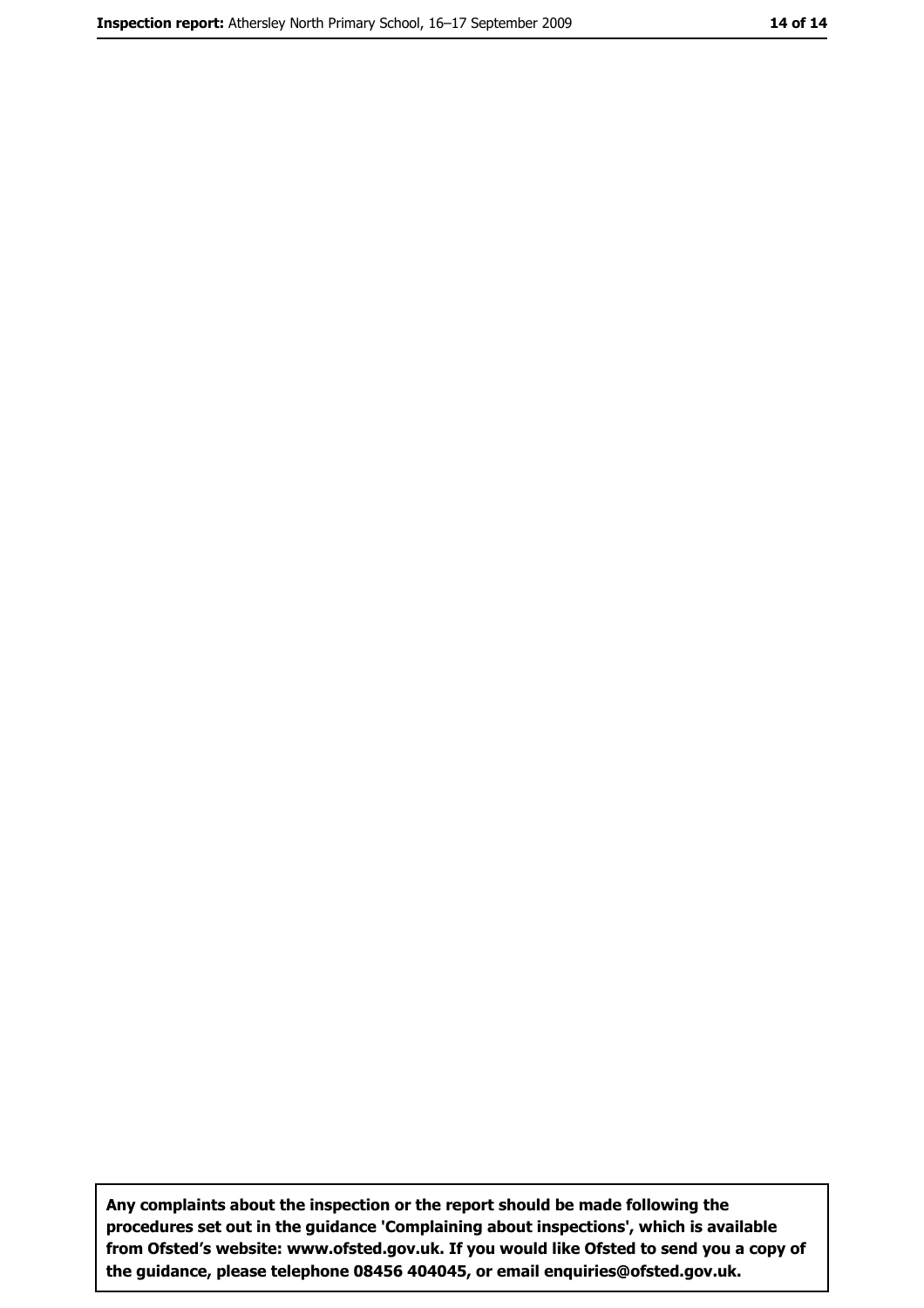**Any complaints about the inspection or the report should be made following the procedures set out in the guidance 'Complaining about inspections', which is available from Ofsted's website: www.ofsted.gov.uk. If you would like Ofsted to send you a copy of the guidance, please telephone 08456 404045, or email enquiries@ofsted.gov.uk.**